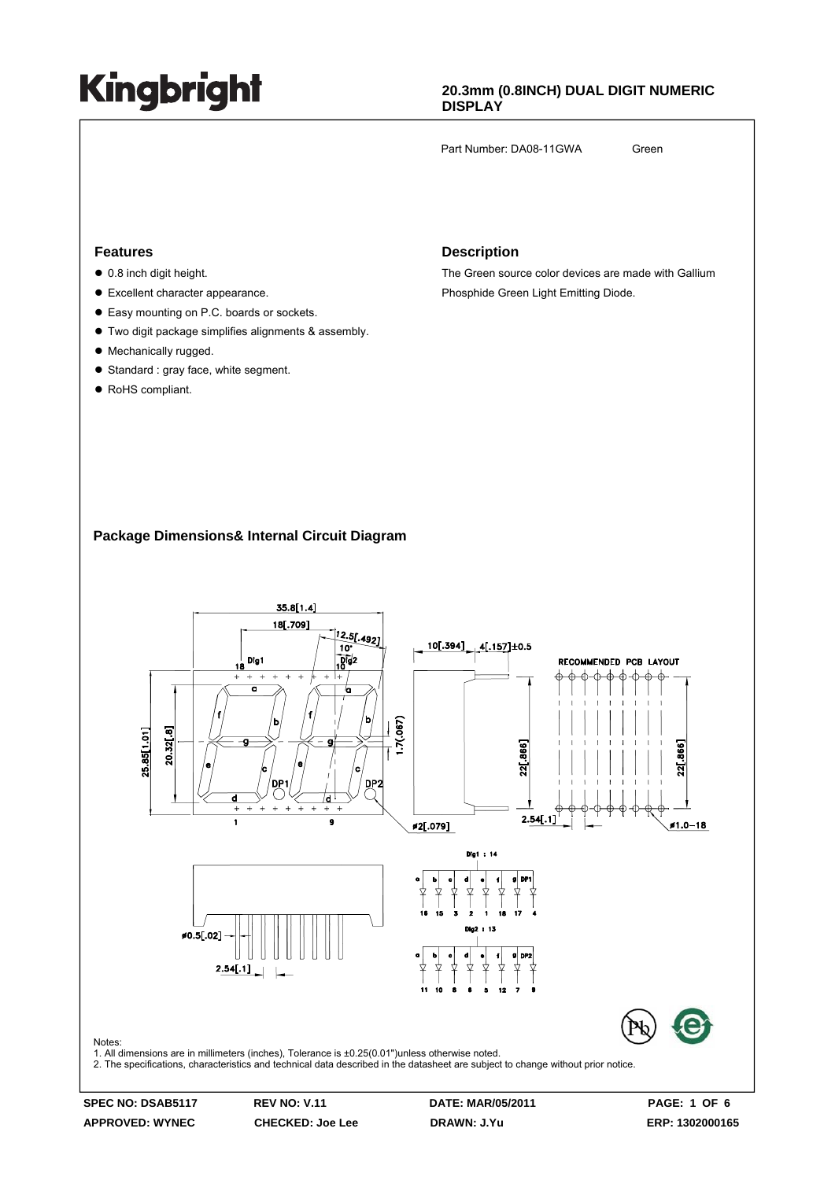# Kingbright

## 20.3mm (0.8INCH) DUAL DIGIT NUMERIC DISPLAY

Part Number: DA08-11GWA Green

### Features

- 0.8 inch digit height.
- Excellent character appearance.
- Easy mounting on P.C. boards or sockets.
- Two digit package simplifies alignments & assembly.
- Mechanically rugged.
- Standard : gray face, white segment.
- RoHS compliant.

### Description

The Green source color devices are made with Gallium Phosphide Green Light Emitting Diode.

### Package Dimensions& Internal Circuit Diagram

Notes:
1. All dimensions are in millimeters (inches), Tolerance is ±0.25(0.01")unless otherwise noted.
2. The specifications, characteristics and technical data described in the datasheet are subject to change without prior notice.

| SPEC NO: DSAB5117 | REV NO: V.11 | DATE: MAR/05/2011 | PAGE: 1 OF 6 |
|---|---|---|---|
| APPROVED: WYNEC | CHECKED: Joe Lee | DRAWN: J.Yu | ERP: 1302000165 |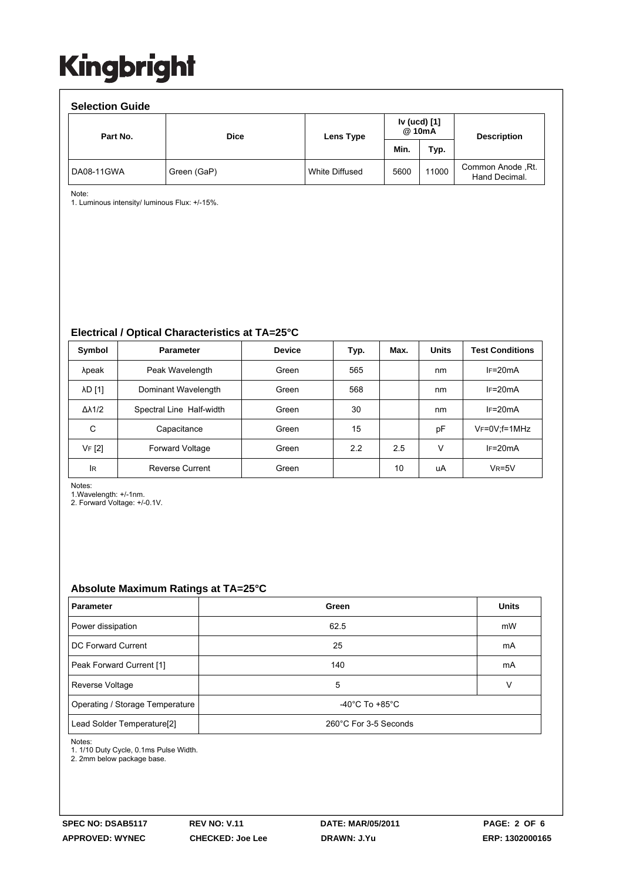# Kingbright

## Selection Guide

| Part No. | Dice | Lens Type | Iv (ucd) [1] @ 10mA | | Description |
|---|---|---|---|---|---|
| | | | Min. | Typ. | |
| DA08-11GWA | Green (GaP) | White Diffused | 5600 | 11000 | Common Anode ,Rt. Hand Decimal. |

Note:
1. Luminous intensity/ luminous Flux: +/-15%.

## Electrical / Optical Characteristics at TA=25°C

| Symbol | Parameter | Device | Typ. | Max. | Units | Test Conditions |
|---|---|---|---|---|---|---|
| λpeak | Peak Wavelength | Green | 565 | | nm | $I_F$=20mA |
| λD [1] | Dominant Wavelength | Green | 568 | | nm | $I_F$=20mA |
| Δλ1/2 | Spectral Line Half-width | Green | 30 | | nm | $I_F$=20mA |
| C | Capacitance | Green | 15 | | pF | $V_F$=0V;f=1MHz |
| $V_F$ [2] | Forward Voltage | Green | 2.2 | 2.5 | V | $I_F$=20mA |
| $I_R$ | Reverse Current | Green | | 10 | uA | $V_R$=5V |

Notes:
1.Wavelength: +/-1nm.
2. Forward Voltage: +/-0.1V.

## Absolute Maximum Ratings at TA=25°C

| Parameter | Green | Units |
|---|---|---|
| Power dissipation | 62.5 | mW |
| DC Forward Current | 25 | mA |
| Peak Forward Current [1] | 140 | mA |
| Reverse Voltage | 5 | V |
| Operating / Storage Temperature | -40°C To +85°C | |
| Lead Solder Temperature[2] | 260°C For 3-5 Seconds | |

Notes:
1. 1/10 Duty Cycle, 0.1ms Pulse Width.
2. 2mm below package base.

| SPEC NO: DSAB5117 | REV NO: V.11 | DATE: MAR/05/2011 | PAGE: 2 OF 6 |
|---|---|---|---|
| APPROVED: WYNEC | CHECKED: Joe Lee | DRAWN: J.Yu | ERP: 1302000165 |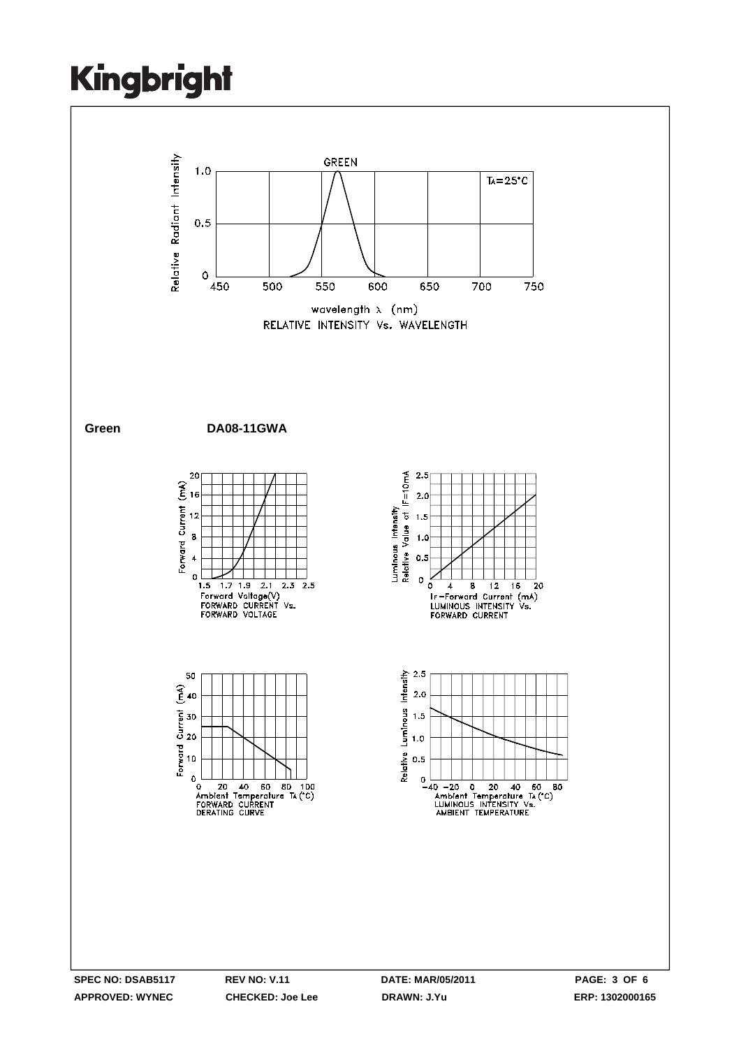# Kingbright

GREEN

$T_A=25°C$

Relative Radiant Intensity

wavelength λ (nm)

RELATIVE INTENSITY Vs. WAVELENGTH

**Green** **DA08-11GWA**

Forward Current (mA)

Forward Voltage(V)
FORWARD CURRENT Vs.
FORWARD VOLTAGE

Luminous Intensity
Relative Value at IF=10mA

IF-Forward Current (mA)
LUMINOUS INTENSITY Vs.
FORWARD CURRENT

Forward Current (mA)

Ambient Temperature $T_A$ (°C)
FORWARD CURRENT
DERATING CURVE

Relative Luminous Intensity

Ambient Temperature $T_A$ (°C)
LUMINOUS INTENSITY Vs.
AMBIENT TEMPERATURE

| SPEC NO: DSAB5117 | REV NO: V.11 | DATE: MAR/05/2011 | PAGE: 3 OF 6 |
|---|---|---|---|
| APPROVED: WYNEC | CHECKED: Joe Lee | DRAWN: J.Yu | ERP: 1302000165 |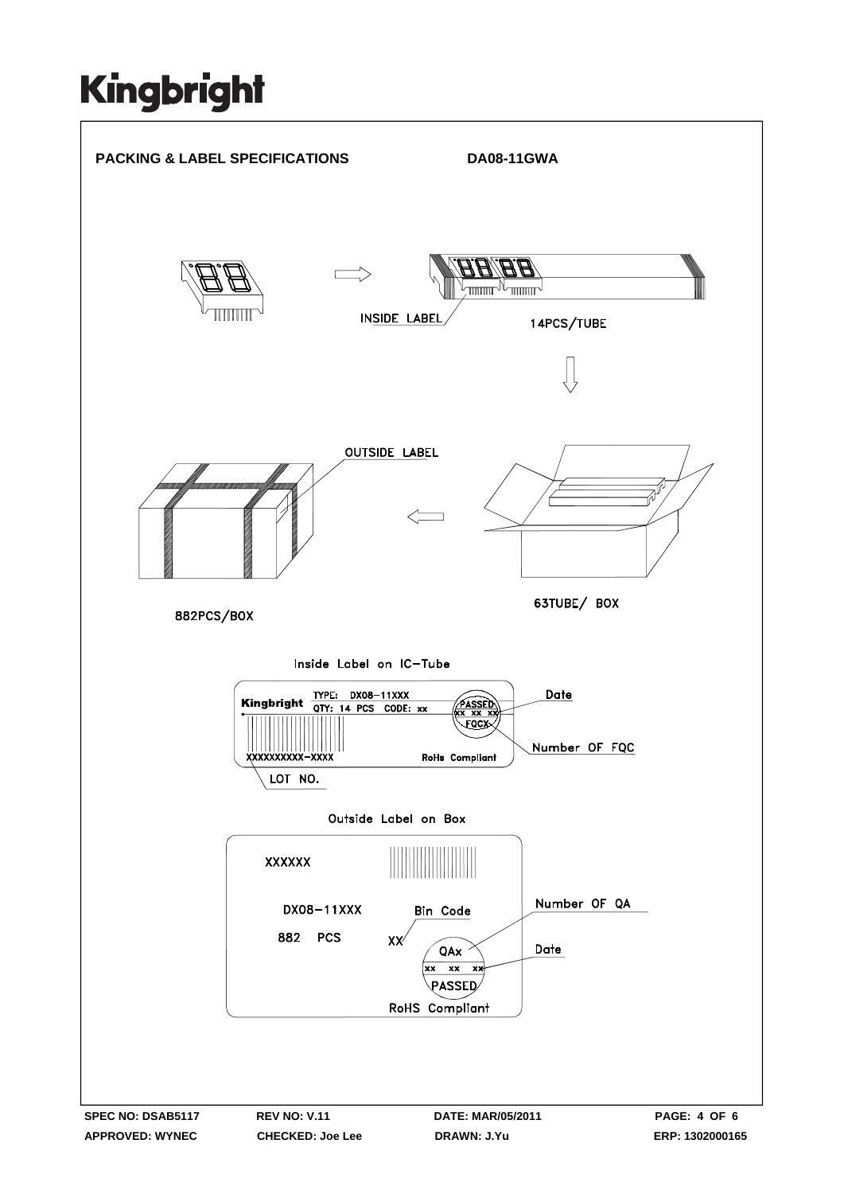# Kingbright

## PACKING & LABEL SPECIFICATIONS

**DA08-11GWA**

INSIDE LABEL

14PCS/TUBE

OUTSIDE LABEL

882PCS/BOX

63TUBE/ BOX

Inside Label on IC-Tube

Kingbright TYPE: DX08-11XXX
QTY: 14 PCS CODE: xx

PASSED
xx xx xx
FQCX

XXXXXXXXXX-XXXX

RoHs Compliant

Date

Number OF FQC

LOT NO.

Outside Label on Box

XXXXXX

DX08-11XXX

882 PCS

Bin Code

XX

QAx
xx xx xx
PASSED

RoHS Compliant

Number OF QA

Date

SPEC NO: DSAB5117 | REV NO: V.11 | DATE: MAR/05/2011 | PAGE: 4 OF 6
APPROVED: WYNEC | CHECKED: Joe Lee | DRAWN: J.Yu | ERP: 1302000165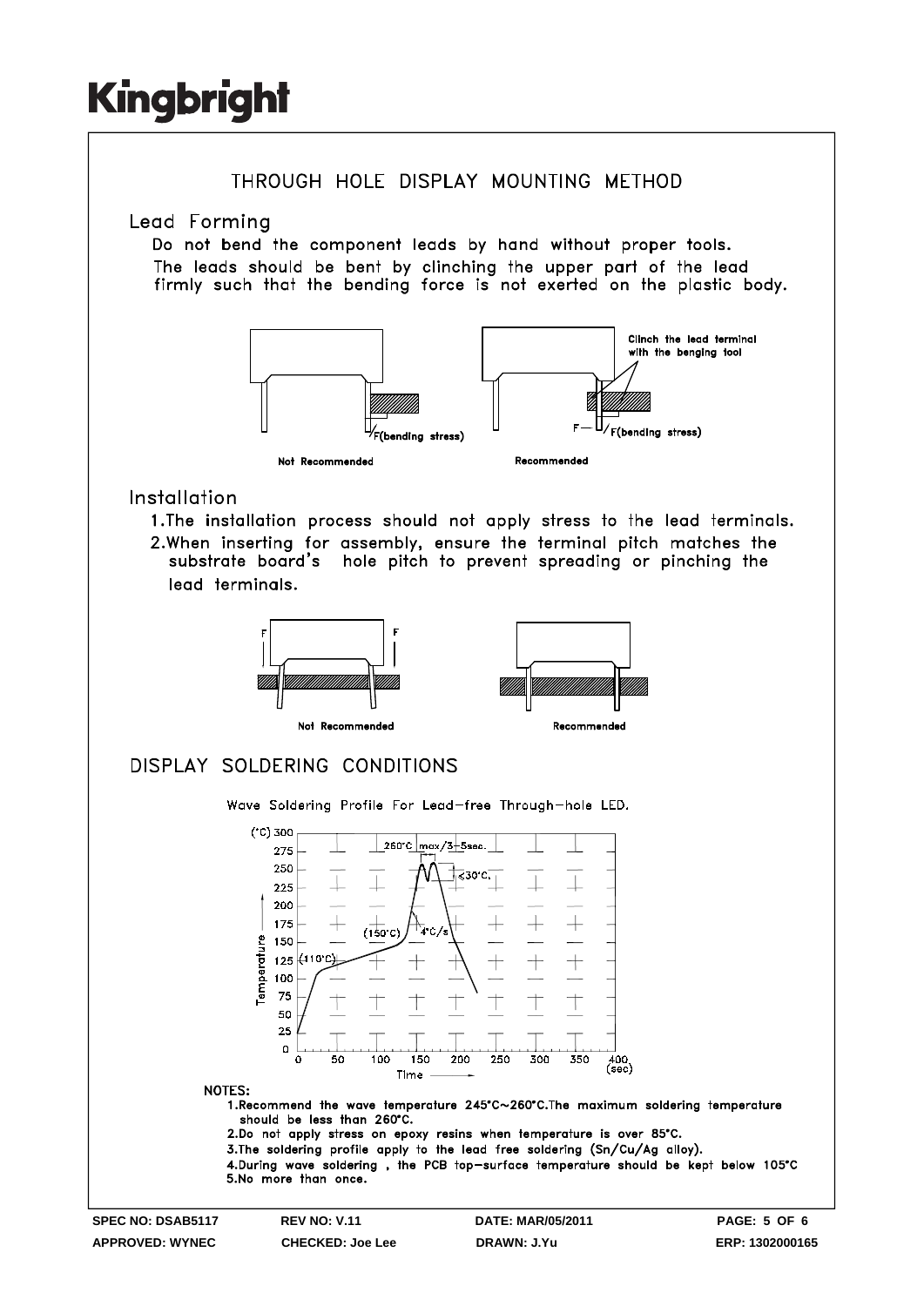# THROUGH HOLE DISPLAY MOUNTING METHOD

## Lead Forming

Do not bend the component leads by hand without proper tools.
The leads should be bent by clinching the upper part of the lead firmly such that the bending force is not exerted on the plastic body.

F(bending stress)

Not Recommended

Clinch the lead terminal with the benging tool

F — F(bending stress)

Recommended

## Installation

1. The installation process should not apply stress to the lead terminals.
2. When inserting for assembly, ensure the terminal pitch matches the substrate board's hole pitch to prevent spreading or pinching the lead terminals.

Not Recommended

Recommended

# DISPLAY SOLDERING CONDITIONS

Wave Soldering Profile For Lead-free Through-hole LED.

(°C) Temperature; Time (sec)

260°C max/3~5sec.

<30°C.

4°C/s

(150°C)

(110°C)

NOTES:

1. Recommend the wave temperature 245°C~260°C. The maximum soldering temperature should be less than 260°C.
2. Do not apply stress on epoxy resins when temperature is over 85°C.
3. The soldering profile apply to the lead free soldering (Sn/Cu/Ag alloy).
4. During wave soldering , the PCB top-surface temperature should be kept below 105°C
5. No more than once.

| SPEC NO: DSAB5117 | REV NO: V.11 | DATE: MAR/05/2011 | PAGE: 5 OF 6 |
|---|---|---|---|
| APPROVED: WYNEC | CHECKED: Joe Lee | DRAWN: J.Yu | ERP: 1302000165 |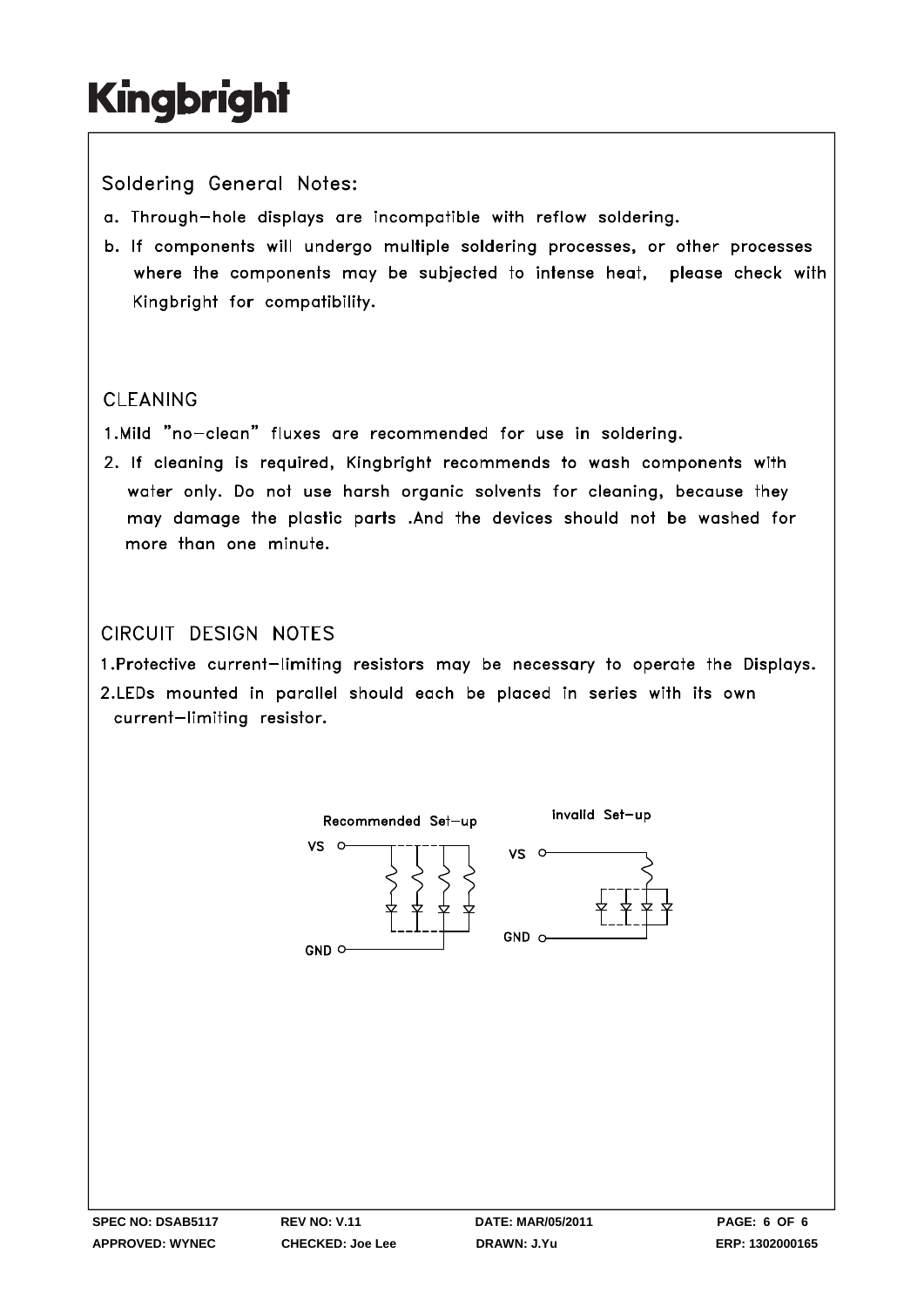Kingbright

## Soldering General Notes:

a. Through-hole displays are incompatible with reflow soldering.

b. If components will undergo multiple soldering processes, or other processes where the components may be subjected to intense heat, please check with Kingbright for compatibility.

## CLEANING

1.Mild "no-clean" fluxes are recommended for use in soldering.

2. If cleaning is required, Kingbright recommends to wash components with water only. Do not use harsh organic solvents for cleaning, because they may damage the plastic parts .And the devices should not be washed for more than one minute.

## CIRCUIT DESIGN NOTES

1.Protective current-limiting resistors may be necessary to operate the Displays.

2.LEDs mounted in parallel should each be placed in series with its own current-limiting resistor.

Recommended Set-up

VS

GND

Invalid Set-up

VS

GND

SPEC NO: DSAB5117 REV NO: V.11 DATE: MAR/05/2011

APPROVED: WYNEC CHECKED: Joe Lee DRAWN: J.Yu ERP: 1302000165